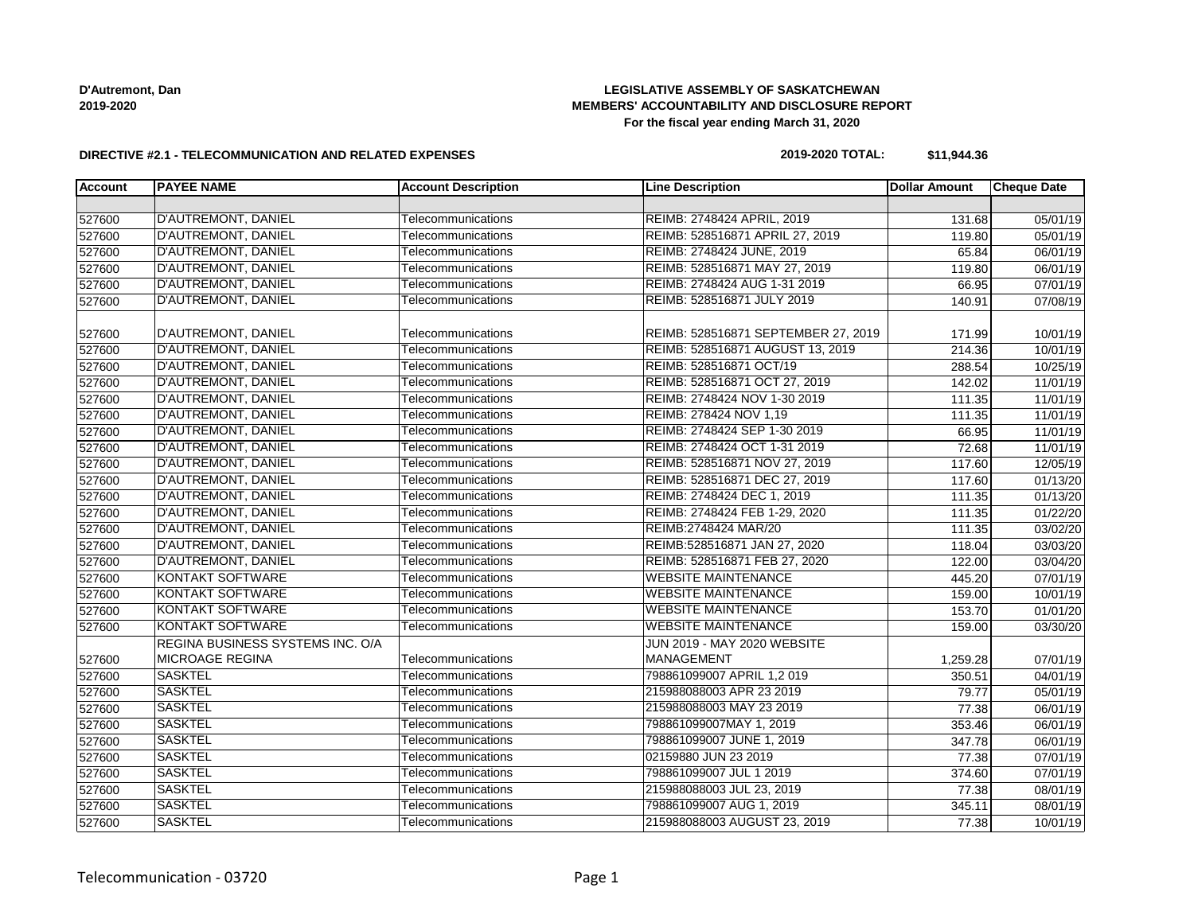**D'Autremont, Dan**
**2019-2020**

**LEGISLATIVE ASSEMBLY OF SASKATCHEWAN**
**MEMBERS' ACCOUNTABILITY AND DISCLOSURE REPORT**
**For the fiscal year ending March 31, 2020**

**DIRECTIVE #2.1 - TELECOMMUNICATION AND RELATED EXPENSES**

**2019-2020 TOTAL: $11,944.36**

| Account | PAYEE NAME | Account Description | Line Description | Dollar Amount | Cheque Date |
|---|---|---|---|---|---|
| | | | | | |
| 527600 | D'AUTREMONT, DANIEL | Telecommunications | REIMB: 2748424 APRIL, 2019 | 131.68 | 05/01/19 |
| 527600 | D'AUTREMONT, DANIEL | Telecommunications | REIMB: 528516871 APRIL 27, 2019 | 119.80 | 05/01/19 |
| 527600 | D'AUTREMONT, DANIEL | Telecommunications | REIMB: 2748424 JUNE, 2019 | 65.84 | 06/01/19 |
| 527600 | D'AUTREMONT, DANIEL | Telecommunications | REIMB: 528516871 MAY 27, 2019 | 119.80 | 06/01/19 |
| 527600 | D'AUTREMONT, DANIEL | Telecommunications | REIMB: 2748424 AUG 1-31 2019 | 66.95 | 07/01/19 |
| 527600 | D'AUTREMONT, DANIEL | Telecommunications | REIMB: 528516871 JULY 2019 | 140.91 | 07/08/19 |
| 527600 | D'AUTREMONT, DANIEL | Telecommunications | REIMB: 528516871 SEPTEMBER 27, 2019 | 171.99 | 10/01/19 |
| 527600 | D'AUTREMONT, DANIEL | Telecommunications | REIMB: 528516871 AUGUST 13, 2019 | 214.36 | 10/01/19 |
| 527600 | D'AUTREMONT, DANIEL | Telecommunications | REIMB: 528516871 OCT/19 | 288.54 | 10/25/19 |
| 527600 | D'AUTREMONT, DANIEL | Telecommunications | REIMB: 528516871 OCT 27, 2019 | 142.02 | 11/01/19 |
| 527600 | D'AUTREMONT, DANIEL | Telecommunications | REIMB: 2748424 NOV 1-30 2019 | 111.35 | 11/01/19 |
| 527600 | D'AUTREMONT, DANIEL | Telecommunications | REIMB: 278424 NOV 1,19 | 111.35 | 11/01/19 |
| 527600 | D'AUTREMONT, DANIEL | Telecommunications | REIMB: 2748424 SEP 1-30 2019 | 66.95 | 11/01/19 |
| 527600 | D'AUTREMONT, DANIEL | Telecommunications | REIMB: 2748424 OCT 1-31 2019 | 72.68 | 11/01/19 |
| 527600 | D'AUTREMONT, DANIEL | Telecommunications | REIMB: 528516871 NOV 27, 2019 | 117.60 | 12/05/19 |
| 527600 | D'AUTREMONT, DANIEL | Telecommunications | REIMB: 528516871 DEC 27, 2019 | 117.60 | 01/13/20 |
| 527600 | D'AUTREMONT, DANIEL | Telecommunications | REIMB: 2748424 DEC 1, 2019 | 111.35 | 01/13/20 |
| 527600 | D'AUTREMONT, DANIEL | Telecommunications | REIMB: 2748424 FEB 1-29, 2020 | 111.35 | 01/22/20 |
| 527600 | D'AUTREMONT, DANIEL | Telecommunications | REIMB:2748424 MAR/20 | 111.35 | 03/02/20 |
| 527600 | D'AUTREMONT, DANIEL | Telecommunications | REIMB:528516871 JAN 27, 2020 | 118.04 | 03/03/20 |
| 527600 | D'AUTREMONT, DANIEL | Telecommunications | REIMB: 528516871 FEB 27, 2020 | 122.00 | 03/04/20 |
| 527600 | KONTAKT SOFTWARE | Telecommunications | WEBSITE MAINTENANCE | 445.20 | 07/01/19 |
| 527600 | KONTAKT SOFTWARE | Telecommunications | WEBSITE MAINTENANCE | 159.00 | 10/01/19 |
| 527600 | KONTAKT SOFTWARE | Telecommunications | WEBSITE MAINTENANCE | 153.70 | 01/01/20 |
| 527600 | KONTAKT SOFTWARE | Telecommunications | WEBSITE MAINTENANCE | 159.00 | 03/30/20 |
| 527600 | REGINA BUSINESS SYSTEMS INC. O/A MICROAGE REGINA | Telecommunications | JUN 2019 - MAY 2020 WEBSITE MANAGEMENT | 1,259.28 | 07/01/19 |
| 527600 | SASKTEL | Telecommunications | 798861099007 APRIL 1,2 019 | 350.51 | 04/01/19 |
| 527600 | SASKTEL | Telecommunications | 215988088003 APR 23 2019 | 79.77 | 05/01/19 |
| 527600 | SASKTEL | Telecommunications | 215988088003 MAY 23 2019 | 77.38 | 06/01/19 |
| 527600 | SASKTEL | Telecommunications | 798861099007MAY 1, 2019 | 353.46 | 06/01/19 |
| 527600 | SASKTEL | Telecommunications | 798861099007 JUNE 1, 2019 | 347.78 | 06/01/19 |
| 527600 | SASKTEL | Telecommunications | 02159880 JUN 23 2019 | 77.38 | 07/01/19 |
| 527600 | SASKTEL | Telecommunications | 798861099007 JUL 1 2019 | 374.60 | 07/01/19 |
| 527600 | SASKTEL | Telecommunications | 215988088003 JUL 23, 2019 | 77.38 | 08/01/19 |
| 527600 | SASKTEL | Telecommunications | 798861099007 AUG 1, 2019 | 345.11 | 08/01/19 |
| 527600 | SASKTEL | Telecommunications | 215988088003 AUGUST 23, 2019 | 77.38 | 10/01/19 |

Telecommunication - 03720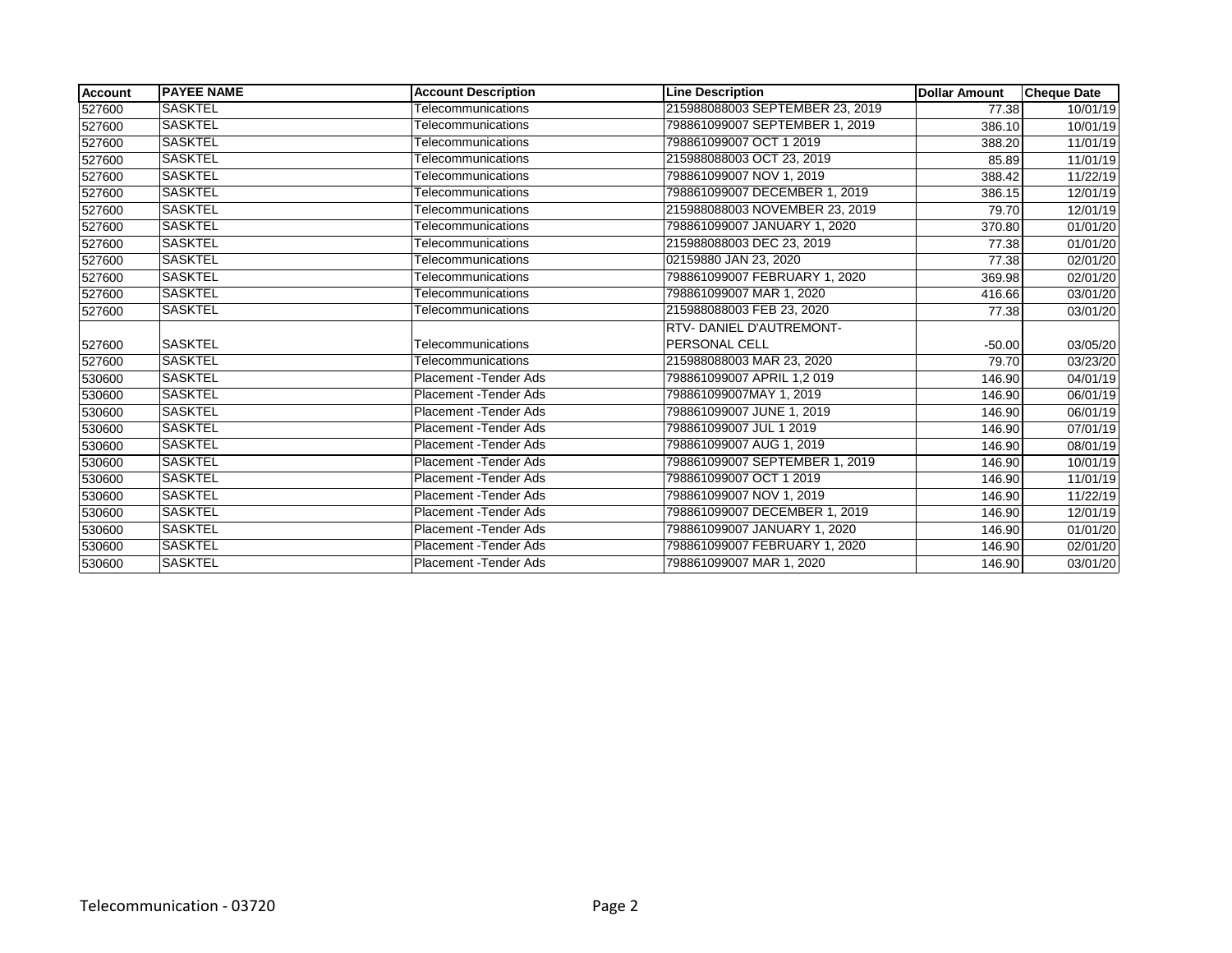| Account | PAYEE NAME | Account Description | Line Description | Dollar Amount | Cheque Date |
|---|---|---|---|---|---|
| 527600 | SASKTEL | Telecommunications | 215988088003 SEPTEMBER 23, 2019 | 77.38 | 10/01/19 |
| 527600 | SASKTEL | Telecommunications | 798861099007 SEPTEMBER 1, 2019 | 386.10 | 10/01/19 |
| 527600 | SASKTEL | Telecommunications | 798861099007 OCT 1 2019 | 388.20 | 11/01/19 |
| 527600 | SASKTEL | Telecommunications | 215988088003 OCT 23, 2019 | 85.89 | 11/01/19 |
| 527600 | SASKTEL | Telecommunications | 798861099007 NOV 1, 2019 | 388.42 | 11/22/19 |
| 527600 | SASKTEL | Telecommunications | 798861099007 DECEMBER 1, 2019 | 386.15 | 12/01/19 |
| 527600 | SASKTEL | Telecommunications | 215988088003 NOVEMBER 23, 2019 | 79.70 | 12/01/19 |
| 527600 | SASKTEL | Telecommunications | 798861099007 JANUARY 1, 2020 | 370.80 | 01/01/20 |
| 527600 | SASKTEL | Telecommunications | 215988088003 DEC 23, 2019 | 77.38 | 01/01/20 |
| 527600 | SASKTEL | Telecommunications | 02159880 JAN 23, 2020 | 77.38 | 02/01/20 |
| 527600 | SASKTEL | Telecommunications | 798861099007 FEBRUARY 1, 2020 | 369.98 | 02/01/20 |
| 527600 | SASKTEL | Telecommunications | 798861099007 MAR 1, 2020 | 416.66 | 03/01/20 |
| 527600 | SASKTEL | Telecommunications | 215988088003 FEB 23, 2020 | 77.38 | 03/01/20 |
| 527600 | SASKTEL | Telecommunications | RTV- DANIEL D'AUTREMONT- PERSONAL CELL | -50.00 | 03/05/20 |
| 527600 | SASKTEL | Telecommunications | 215988088003 MAR 23, 2020 | 79.70 | 03/23/20 |
| 530600 | SASKTEL | Placement -Tender Ads | 798861099007 APRIL 1,2 019 | 146.90 | 04/01/19 |
| 530600 | SASKTEL | Placement -Tender Ads | 798861099007MAY 1, 2019 | 146.90 | 06/01/19 |
| 530600 | SASKTEL | Placement -Tender Ads | 798861099007 JUNE 1, 2019 | 146.90 | 06/01/19 |
| 530600 | SASKTEL | Placement -Tender Ads | 798861099007 JUL 1 2019 | 146.90 | 07/01/19 |
| 530600 | SASKTEL | Placement -Tender Ads | 798861099007 AUG 1, 2019 | 146.90 | 08/01/19 |
| 530600 | SASKTEL | Placement -Tender Ads | 798861099007 SEPTEMBER 1, 2019 | 146.90 | 10/01/19 |
| 530600 | SASKTEL | Placement -Tender Ads | 798861099007 OCT 1 2019 | 146.90 | 11/01/19 |
| 530600 | SASKTEL | Placement -Tender Ads | 798861099007 NOV 1, 2019 | 146.90 | 11/22/19 |
| 530600 | SASKTEL | Placement -Tender Ads | 798861099007 DECEMBER 1, 2019 | 146.90 | 12/01/19 |
| 530600 | SASKTEL | Placement -Tender Ads | 798861099007 JANUARY 1, 2020 | 146.90 | 01/01/20 |
| 530600 | SASKTEL | Placement -Tender Ads | 798861099007 FEBRUARY 1, 2020 | 146.90 | 02/01/20 |
| 530600 | SASKTEL | Placement -Tender Ads | 798861099007 MAR 1, 2020 | 146.90 | 03/01/20 |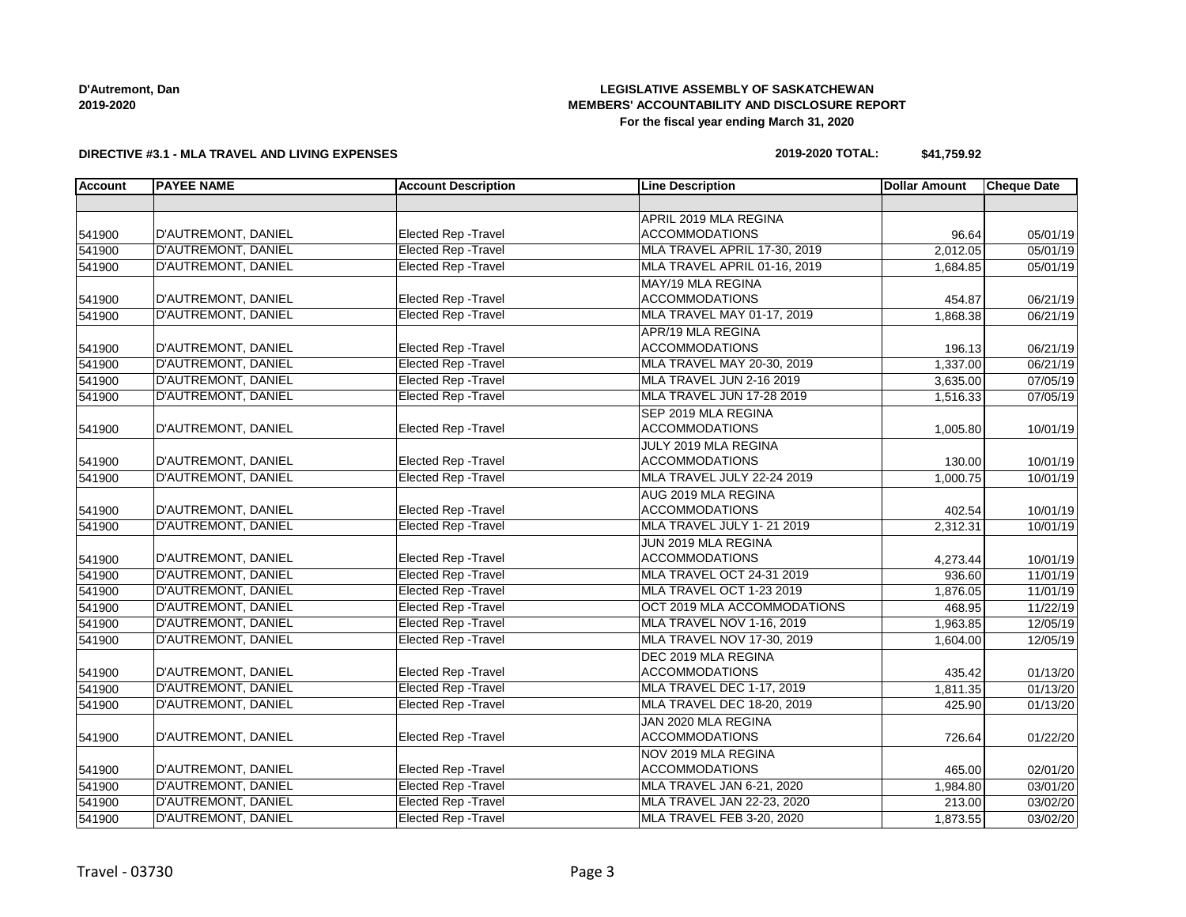**D'Autremont, Dan**
**2019-2020**

**LEGISLATIVE ASSEMBLY OF SASKATCHEWAN**
**MEMBERS' ACCOUNTABILITY AND DISCLOSURE REPORT**
**For the fiscal year ending March 31, 2020**

**DIRECTIVE #3.1 - MLA TRAVEL AND LIVING EXPENSES**

**2019-2020 TOTAL: $41,759.92**

| Account | PAYEE NAME | Account Description | Line Description | Dollar Amount | Cheque Date |
|---|---|---|---|---|---|
| | | | | | |
| 541900 | D'AUTREMONT, DANIEL | Elected Rep -Travel | APRIL 2019 MLA REGINA ACCOMMODATIONS | 96.64 | 05/01/19 |
| 541900 | D'AUTREMONT, DANIEL | Elected Rep -Travel | MLA TRAVEL APRIL 17-30, 2019 | 2,012.05 | 05/01/19 |
| 541900 | D'AUTREMONT, DANIEL | Elected Rep -Travel | MLA TRAVEL APRIL 01-16, 2019 | 1,684.85 | 05/01/19 |
| 541900 | D'AUTREMONT, DANIEL | Elected Rep -Travel | MAY/19 MLA REGINA ACCOMMODATIONS | 454.87 | 06/21/19 |
| 541900 | D'AUTREMONT, DANIEL | Elected Rep -Travel | MLA TRAVEL MAY 01-17, 2019 | 1,868.38 | 06/21/19 |
| 541900 | D'AUTREMONT, DANIEL | Elected Rep -Travel | APR/19 MLA REGINA ACCOMMODATIONS | 196.13 | 06/21/19 |
| 541900 | D'AUTREMONT, DANIEL | Elected Rep -Travel | MLA TRAVEL MAY 20-30, 2019 | 1,337.00 | 06/21/19 |
| 541900 | D'AUTREMONT, DANIEL | Elected Rep -Travel | MLA TRAVEL JUN 2-16 2019 | 3,635.00 | 07/05/19 |
| 541900 | D'AUTREMONT, DANIEL | Elected Rep -Travel | MLA TRAVEL JUN 17-28 2019 | 1,516.33 | 07/05/19 |
| 541900 | D'AUTREMONT, DANIEL | Elected Rep -Travel | SEP 2019 MLA REGINA ACCOMMODATIONS | 1,005.80 | 10/01/19 |
| 541900 | D'AUTREMONT, DANIEL | Elected Rep -Travel | JULY 2019 MLA REGINA ACCOMMODATIONS | 130.00 | 10/01/19 |
| 541900 | D'AUTREMONT, DANIEL | Elected Rep -Travel | MLA TRAVEL JULY 22-24 2019 | 1,000.75 | 10/01/19 |
| 541900 | D'AUTREMONT, DANIEL | Elected Rep -Travel | AUG 2019 MLA REGINA ACCOMMODATIONS | 402.54 | 10/01/19 |
| 541900 | D'AUTREMONT, DANIEL | Elected Rep -Travel | MLA TRAVEL JULY 1- 21 2019 | 2,312.31 | 10/01/19 |
| 541900 | D'AUTREMONT, DANIEL | Elected Rep -Travel | JUN 2019 MLA REGINA ACCOMMODATIONS | 4,273.44 | 10/01/19 |
| 541900 | D'AUTREMONT, DANIEL | Elected Rep -Travel | MLA TRAVEL OCT 24-31 2019 | 936.60 | 11/01/19 |
| 541900 | D'AUTREMONT, DANIEL | Elected Rep -Travel | MLA TRAVEL OCT 1-23 2019 | 1,876.05 | 11/01/19 |
| 541900 | D'AUTREMONT, DANIEL | Elected Rep -Travel | OCT 2019 MLA ACCOMMODATIONS | 468.95 | 11/22/19 |
| 541900 | D'AUTREMONT, DANIEL | Elected Rep -Travel | MLA TRAVEL NOV 1-16, 2019 | 1,963.85 | 12/05/19 |
| 541900 | D'AUTREMONT, DANIEL | Elected Rep -Travel | MLA TRAVEL NOV 17-30, 2019 | 1,604.00 | 12/05/19 |
| 541900 | D'AUTREMONT, DANIEL | Elected Rep -Travel | DEC 2019 MLA REGINA ACCOMMODATIONS | 435.42 | 01/13/20 |
| 541900 | D'AUTREMONT, DANIEL | Elected Rep -Travel | MLA TRAVEL DEC 1-17, 2019 | 1,811.35 | 01/13/20 |
| 541900 | D'AUTREMONT, DANIEL | Elected Rep -Travel | MLA TRAVEL DEC 18-20, 2019 | 425.90 | 01/13/20 |
| 541900 | D'AUTREMONT, DANIEL | Elected Rep -Travel | JAN 2020 MLA REGINA ACCOMMODATIONS | 726.64 | 01/22/20 |
| 541900 | D'AUTREMONT, DANIEL | Elected Rep -Travel | NOV 2019 MLA REGINA ACCOMMODATIONS | 465.00 | 02/01/20 |
| 541900 | D'AUTREMONT, DANIEL | Elected Rep -Travel | MLA TRAVEL JAN 6-21, 2020 | 1,984.80 | 03/01/20 |
| 541900 | D'AUTREMONT, DANIEL | Elected Rep -Travel | MLA TRAVEL JAN 22-23, 2020 | 213.00 | 03/02/20 |
| 541900 | D'AUTREMONT, DANIEL | Elected Rep -Travel | MLA TRAVEL FEB 3-20, 2020 | 1,873.55 | 03/02/20 |

Travel - 03730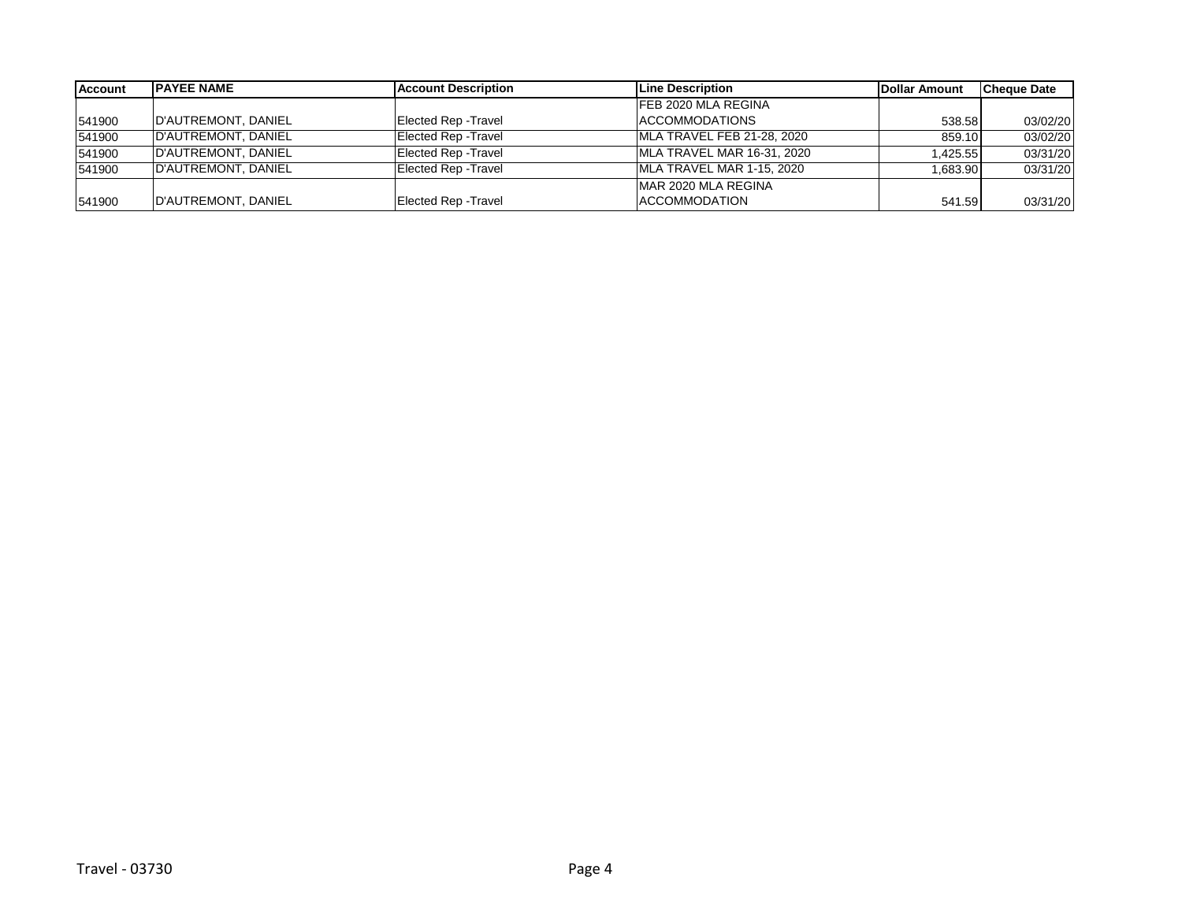| Account | PAYEE NAME | Account Description | Line Description | Dollar Amount | Cheque Date |
| --- | --- | --- | --- | --- | --- |
| 541900 | D'AUTREMONT, DANIEL | Elected Rep -Travel | FEB 2020 MLA REGINA ACCOMMODATIONS | 538.58 | 03/02/20 |
| 541900 | D'AUTREMONT, DANIEL | Elected Rep -Travel | MLA TRAVEL FEB 21-28, 2020 | 859.10 | 03/02/20 |
| 541900 | D'AUTREMONT, DANIEL | Elected Rep -Travel | MLA TRAVEL MAR 16-31, 2020 | 1,425.55 | 03/31/20 |
| 541900 | D'AUTREMONT, DANIEL | Elected Rep -Travel | MLA TRAVEL MAR 1-15, 2020 | 1,683.90 | 03/31/20 |
| 541900 | D'AUTREMONT, DANIEL | Elected Rep -Travel | MAR 2020 MLA REGINA ACCOMMODATION | 541.59 | 03/31/20 |

Travel - 03730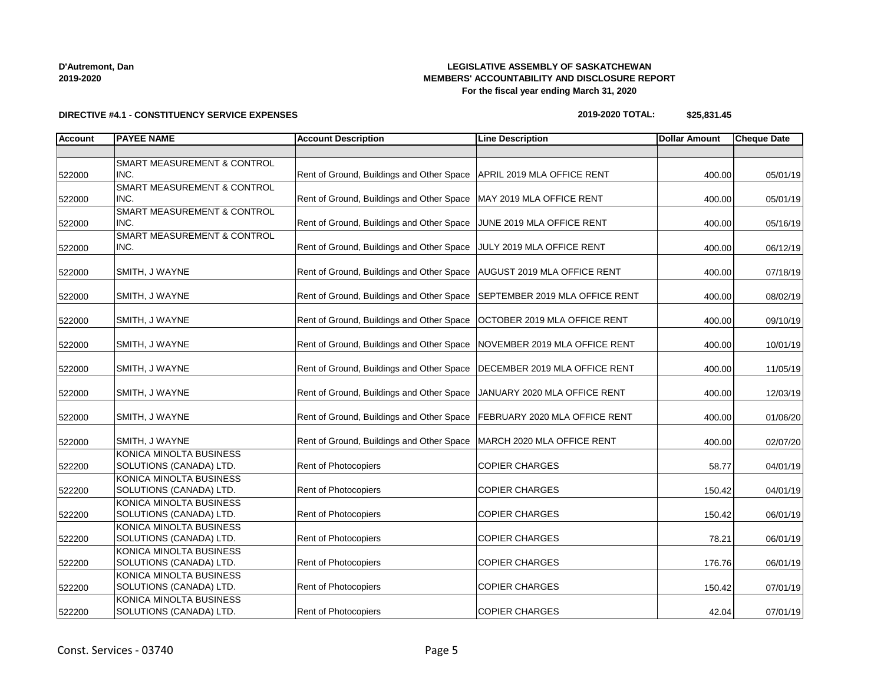**D'Autremont, Dan**
**2019-2020**

**LEGISLATIVE ASSEMBLY OF SASKATCHEWAN**
**MEMBERS' ACCOUNTABILITY AND DISCLOSURE REPORT**
**For the fiscal year ending March 31, 2020**

**DIRECTIVE #4.1 - CONSTITUENCY SERVICE EXPENSES**

**2019-2020 TOTAL: $25,831.45**

| Account | PAYEE NAME | Account Description | Line Description | Dollar Amount | Cheque Date |
|---|---|---|---|---|---|
| | | | | | |
| 522000 | SMART MEASUREMENT & CONTROL INC. | Rent of Ground, Buildings and Other Space | APRIL 2019 MLA OFFICE RENT | 400.00 | 05/01/19 |
| 522000 | SMART MEASUREMENT & CONTROL INC. | Rent of Ground, Buildings and Other Space | MAY 2019 MLA OFFICE RENT | 400.00 | 05/01/19 |
| 522000 | SMART MEASUREMENT & CONTROL INC. | Rent of Ground, Buildings and Other Space | JUNE 2019 MLA OFFICE RENT | 400.00 | 05/16/19 |
| 522000 | SMART MEASUREMENT & CONTROL INC. | Rent of Ground, Buildings and Other Space | JULY 2019 MLA OFFICE RENT | 400.00 | 06/12/19 |
| 522000 | SMITH, J WAYNE | Rent of Ground, Buildings and Other Space | AUGUST 2019 MLA OFFICE RENT | 400.00 | 07/18/19 |
| 522000 | SMITH, J WAYNE | Rent of Ground, Buildings and Other Space | SEPTEMBER 2019 MLA OFFICE RENT | 400.00 | 08/02/19 |
| 522000 | SMITH, J WAYNE | Rent of Ground, Buildings and Other Space | OCTOBER 2019 MLA OFFICE RENT | 400.00 | 09/10/19 |
| 522000 | SMITH, J WAYNE | Rent of Ground, Buildings and Other Space | NOVEMBER 2019 MLA OFFICE RENT | 400.00 | 10/01/19 |
| 522000 | SMITH, J WAYNE | Rent of Ground, Buildings and Other Space | DECEMBER 2019 MLA OFFICE RENT | 400.00 | 11/05/19 |
| 522000 | SMITH, J WAYNE | Rent of Ground, Buildings and Other Space | JANUARY 2020 MLA OFFICE RENT | 400.00 | 12/03/19 |
| 522000 | SMITH, J WAYNE | Rent of Ground, Buildings and Other Space | FEBRUARY 2020 MLA OFFICE RENT | 400.00 | 01/06/20 |
| 522000 | SMITH, J WAYNE | Rent of Ground, Buildings and Other Space | MARCH 2020 MLA OFFICE RENT | 400.00 | 02/07/20 |
| 522200 | KONICA MINOLTA BUSINESS SOLUTIONS (CANADA) LTD. | Rent of Photocopiers | COPIER CHARGES | 58.77 | 04/01/19 |
| 522200 | KONICA MINOLTA BUSINESS SOLUTIONS (CANADA) LTD. | Rent of Photocopiers | COPIER CHARGES | 150.42 | 04/01/19 |
| 522200 | KONICA MINOLTA BUSINESS SOLUTIONS (CANADA) LTD. | Rent of Photocopiers | COPIER CHARGES | 150.42 | 06/01/19 |
| 522200 | KONICA MINOLTA BUSINESS SOLUTIONS (CANADA) LTD. | Rent of Photocopiers | COPIER CHARGES | 78.21 | 06/01/19 |
| 522200 | KONICA MINOLTA BUSINESS SOLUTIONS (CANADA) LTD. | Rent of Photocopiers | COPIER CHARGES | 176.76 | 06/01/19 |
| 522200 | KONICA MINOLTA BUSINESS SOLUTIONS (CANADA) LTD. | Rent of Photocopiers | COPIER CHARGES | 150.42 | 07/01/19 |
| 522200 | KONICA MINOLTA BUSINESS SOLUTIONS (CANADA) LTD. | Rent of Photocopiers | COPIER CHARGES | 42.04 | 07/01/19 |

Const. Services - 03740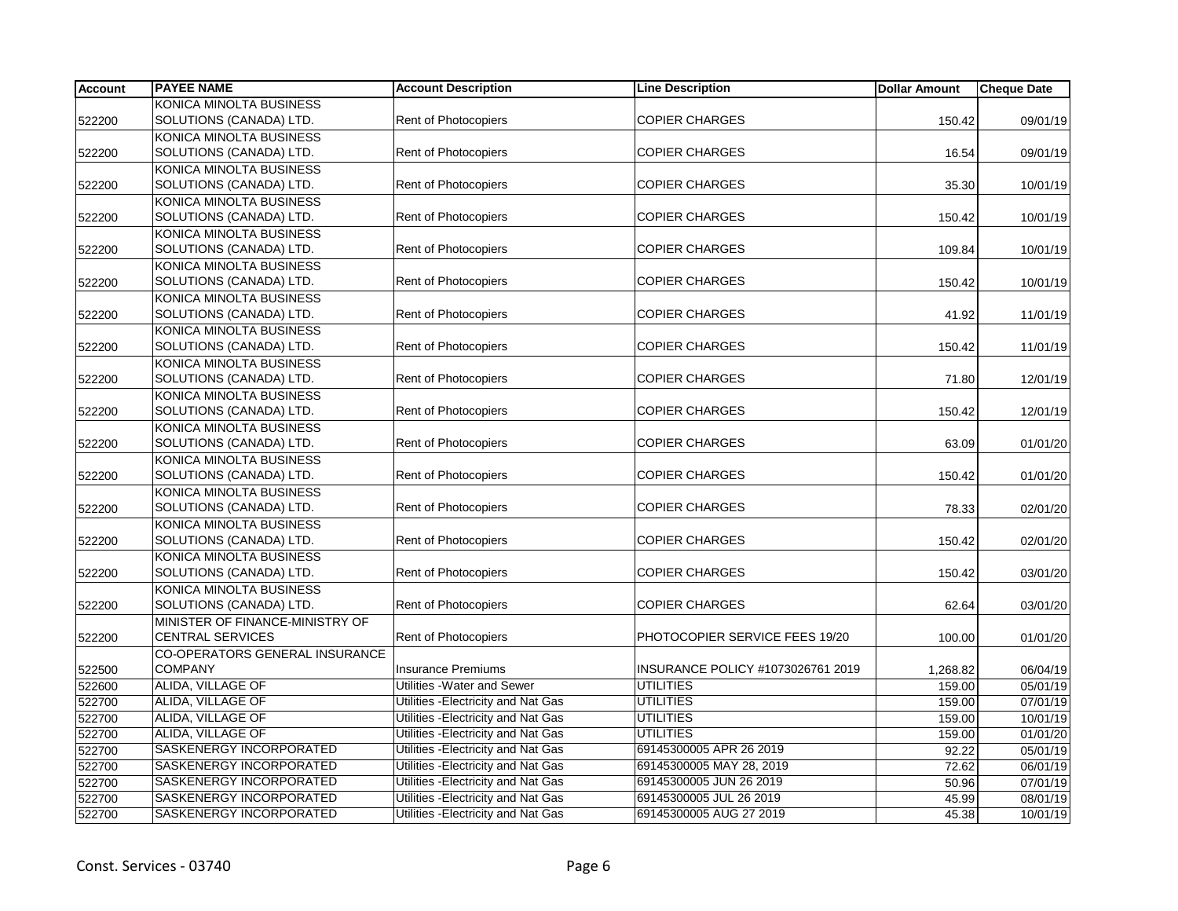| Account | PAYEE NAME | Account Description | Line Description | Dollar Amount | Cheque Date |
|---|---|---|---|---|---|
| 522200 | KONICA MINOLTA BUSINESS SOLUTIONS (CANADA) LTD. | Rent of Photocopiers | COPIER CHARGES | 150.42 | 09/01/19 |
| 522200 | KONICA MINOLTA BUSINESS SOLUTIONS (CANADA) LTD. | Rent of Photocopiers | COPIER CHARGES | 16.54 | 09/01/19 |
| 522200 | KONICA MINOLTA BUSINESS SOLUTIONS (CANADA) LTD. | Rent of Photocopiers | COPIER CHARGES | 35.30 | 10/01/19 |
| 522200 | KONICA MINOLTA BUSINESS SOLUTIONS (CANADA) LTD. | Rent of Photocopiers | COPIER CHARGES | 150.42 | 10/01/19 |
| 522200 | KONICA MINOLTA BUSINESS SOLUTIONS (CANADA) LTD. | Rent of Photocopiers | COPIER CHARGES | 109.84 | 10/01/19 |
| 522200 | KONICA MINOLTA BUSINESS SOLUTIONS (CANADA) LTD. | Rent of Photocopiers | COPIER CHARGES | 150.42 | 10/01/19 |
| 522200 | KONICA MINOLTA BUSINESS SOLUTIONS (CANADA) LTD. | Rent of Photocopiers | COPIER CHARGES | 41.92 | 11/01/19 |
| 522200 | KONICA MINOLTA BUSINESS SOLUTIONS (CANADA) LTD. | Rent of Photocopiers | COPIER CHARGES | 150.42 | 11/01/19 |
| 522200 | KONICA MINOLTA BUSINESS SOLUTIONS (CANADA) LTD. | Rent of Photocopiers | COPIER CHARGES | 71.80 | 12/01/19 |
| 522200 | KONICA MINOLTA BUSINESS SOLUTIONS (CANADA) LTD. | Rent of Photocopiers | COPIER CHARGES | 150.42 | 12/01/19 |
| 522200 | KONICA MINOLTA BUSINESS SOLUTIONS (CANADA) LTD. | Rent of Photocopiers | COPIER CHARGES | 63.09 | 01/01/20 |
| 522200 | KONICA MINOLTA BUSINESS SOLUTIONS (CANADA) LTD. | Rent of Photocopiers | COPIER CHARGES | 150.42 | 01/01/20 |
| 522200 | KONICA MINOLTA BUSINESS SOLUTIONS (CANADA) LTD. | Rent of Photocopiers | COPIER CHARGES | 78.33 | 02/01/20 |
| 522200 | KONICA MINOLTA BUSINESS SOLUTIONS (CANADA) LTD. | Rent of Photocopiers | COPIER CHARGES | 150.42 | 02/01/20 |
| 522200 | KONICA MINOLTA BUSINESS SOLUTIONS (CANADA) LTD. | Rent of Photocopiers | COPIER CHARGES | 150.42 | 03/01/20 |
| 522200 | KONICA MINOLTA BUSINESS SOLUTIONS (CANADA) LTD. | Rent of Photocopiers | COPIER CHARGES | 62.64 | 03/01/20 |
| 522200 | MINISTER OF FINANCE-MINISTRY OF CENTRAL SERVICES | Rent of Photocopiers | PHOTOCOPIER SERVICE FEES 19/20 | 100.00 | 01/01/20 |
| 522500 | CO-OPERATORS GENERAL INSURANCE COMPANY | Insurance Premiums | INSURANCE POLICY #1073026761 2019 | 1,268.82 | 06/04/19 |
| 522600 | ALIDA, VILLAGE OF | Utilities -Water and Sewer | UTILITIES | 159.00 | 05/01/19 |
| 522700 | ALIDA, VILLAGE OF | Utilities -Electricity and Nat Gas | UTILITIES | 159.00 | 07/01/19 |
| 522700 | ALIDA, VILLAGE OF | Utilities -Electricity and Nat Gas | UTILITIES | 159.00 | 10/01/19 |
| 522700 | ALIDA, VILLAGE OF | Utilities -Electricity and Nat Gas | UTILITIES | 159.00 | 01/01/20 |
| 522700 | SASKENERGY INCORPORATED | Utilities -Electricity and Nat Gas | 69145300005 APR 26 2019 | 92.22 | 05/01/19 |
| 522700 | SASKENERGY INCORPORATED | Utilities -Electricity and Nat Gas | 69145300005 MAY 28, 2019 | 72.62 | 06/01/19 |
| 522700 | SASKENERGY INCORPORATED | Utilities -Electricity and Nat Gas | 69145300005 JUN 26 2019 | 50.96 | 07/01/19 |
| 522700 | SASKENERGY INCORPORATED | Utilities -Electricity and Nat Gas | 69145300005 JUL 26 2019 | 45.99 | 08/01/19 |
| 522700 | SASKENERGY INCORPORATED | Utilities -Electricity and Nat Gas | 69145300005 AUG 27 2019 | 45.38 | 10/01/19 |

Const. Services - 03740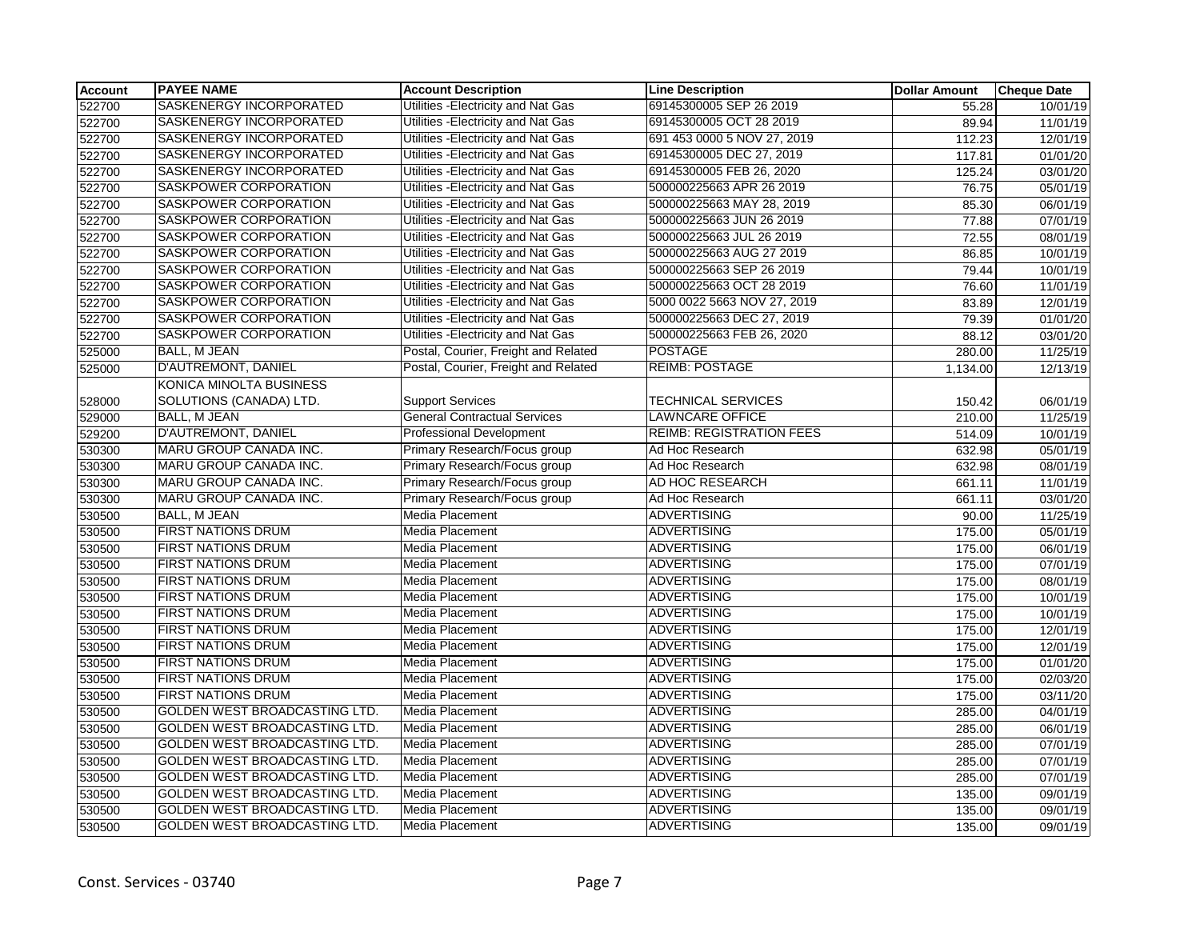| Account | PAYEE NAME | Account Description | Line Description | Dollar Amount | Cheque Date |
|---|---|---|---|---|---|
| 522700 | SASKENERGY INCORPORATED | Utilities -Electricity and Nat Gas | 69145300005 SEP 26 2019 | 55.28 | 10/01/19 |
| 522700 | SASKENERGY INCORPORATED | Utilities -Electricity and Nat Gas | 69145300005 OCT 28 2019 | 89.94 | 11/01/19 |
| 522700 | SASKENERGY INCORPORATED | Utilities -Electricity and Nat Gas | 691 453 0000 5 NOV 27, 2019 | 112.23 | 12/01/19 |
| 522700 | SASKENERGY INCORPORATED | Utilities -Electricity and Nat Gas | 69145300005 DEC 27, 2019 | 117.81 | 01/01/20 |
| 522700 | SASKENERGY INCORPORATED | Utilities -Electricity and Nat Gas | 69145300005 FEB 26, 2020 | 125.24 | 03/01/20 |
| 522700 | SASKPOWER CORPORATION | Utilities -Electricity and Nat Gas | 500000225663 APR 26 2019 | 76.75 | 05/01/19 |
| 522700 | SASKPOWER CORPORATION | Utilities -Electricity and Nat Gas | 500000225663 MAY 28, 2019 | 85.30 | 06/01/19 |
| 522700 | SASKPOWER CORPORATION | Utilities -Electricity and Nat Gas | 500000225663 JUN 26 2019 | 77.88 | 07/01/19 |
| 522700 | SASKPOWER CORPORATION | Utilities -Electricity and Nat Gas | 500000225663 JUL 26 2019 | 72.55 | 08/01/19 |
| 522700 | SASKPOWER CORPORATION | Utilities -Electricity and Nat Gas | 500000225663 AUG 27 2019 | 86.85 | 10/01/19 |
| 522700 | SASKPOWER CORPORATION | Utilities -Electricity and Nat Gas | 500000225663 SEP 26 2019 | 79.44 | 10/01/19 |
| 522700 | SASKPOWER CORPORATION | Utilities -Electricity and Nat Gas | 500000225663 OCT 28 2019 | 76.60 | 11/01/19 |
| 522700 | SASKPOWER CORPORATION | Utilities -Electricity and Nat Gas | 5000 0022 5663 NOV 27, 2019 | 83.89 | 12/01/19 |
| 522700 | SASKPOWER CORPORATION | Utilities -Electricity and Nat Gas | 500000225663 DEC 27, 2019 | 79.39 | 01/01/20 |
| 522700 | SASKPOWER CORPORATION | Utilities -Electricity and Nat Gas | 500000225663 FEB 26, 2020 | 88.12 | 03/01/20 |
| 525000 | BALL, M JEAN | Postal, Courier, Freight and Related | POSTAGE | 280.00 | 11/25/19 |
| 525000 | D'AUTREMONT, DANIEL | Postal, Courier, Freight and Related | REIMB: POSTAGE | 1,134.00 | 12/13/19 |
| 528000 | KONICA MINOLTA BUSINESS SOLUTIONS (CANADA) LTD. | Support Services | TECHNICAL SERVICES | 150.42 | 06/01/19 |
| 529000 | BALL, M JEAN | General Contractual Services | LAWNCARE OFFICE | 210.00 | 11/25/19 |
| 529200 | D'AUTREMONT, DANIEL | Professional Development | REIMB: REGISTRATION FEES | 514.09 | 10/01/19 |
| 530300 | MARU GROUP CANADA INC. | Primary Research/Focus group | Ad Hoc Research | 632.98 | 05/01/19 |
| 530300 | MARU GROUP CANADA INC. | Primary Research/Focus group | Ad Hoc Research | 632.98 | 08/01/19 |
| 530300 | MARU GROUP CANADA INC. | Primary Research/Focus group | AD HOC RESEARCH | 661.11 | 11/01/19 |
| 530300 | MARU GROUP CANADA INC. | Primary Research/Focus group | Ad Hoc Research | 661.11 | 03/01/20 |
| 530500 | BALL, M JEAN | Media Placement | ADVERTISING | 90.00 | 11/25/19 |
| 530500 | FIRST NATIONS DRUM | Media Placement | ADVERTISING | 175.00 | 05/01/19 |
| 530500 | FIRST NATIONS DRUM | Media Placement | ADVERTISING | 175.00 | 06/01/19 |
| 530500 | FIRST NATIONS DRUM | Media Placement | ADVERTISING | 175.00 | 07/01/19 |
| 530500 | FIRST NATIONS DRUM | Media Placement | ADVERTISING | 175.00 | 08/01/19 |
| 530500 | FIRST NATIONS DRUM | Media Placement | ADVERTISING | 175.00 | 10/01/19 |
| 530500 | FIRST NATIONS DRUM | Media Placement | ADVERTISING | 175.00 | 10/01/19 |
| 530500 | FIRST NATIONS DRUM | Media Placement | ADVERTISING | 175.00 | 12/01/19 |
| 530500 | FIRST NATIONS DRUM | Media Placement | ADVERTISING | 175.00 | 12/01/19 |
| 530500 | FIRST NATIONS DRUM | Media Placement | ADVERTISING | 175.00 | 01/01/20 |
| 530500 | FIRST NATIONS DRUM | Media Placement | ADVERTISING | 175.00 | 02/03/20 |
| 530500 | FIRST NATIONS DRUM | Media Placement | ADVERTISING | 175.00 | 03/11/20 |
| 530500 | GOLDEN WEST BROADCASTING LTD. | Media Placement | ADVERTISING | 285.00 | 04/01/19 |
| 530500 | GOLDEN WEST BROADCASTING LTD. | Media Placement | ADVERTISING | 285.00 | 06/01/19 |
| 530500 | GOLDEN WEST BROADCASTING LTD. | Media Placement | ADVERTISING | 285.00 | 07/01/19 |
| 530500 | GOLDEN WEST BROADCASTING LTD. | Media Placement | ADVERTISING | 285.00 | 07/01/19 |
| 530500 | GOLDEN WEST BROADCASTING LTD. | Media Placement | ADVERTISING | 285.00 | 07/01/19 |
| 530500 | GOLDEN WEST BROADCASTING LTD. | Media Placement | ADVERTISING | 135.00 | 09/01/19 |
| 530500 | GOLDEN WEST BROADCASTING LTD. | Media Placement | ADVERTISING | 135.00 | 09/01/19 |
| 530500 | GOLDEN WEST BROADCASTING LTD. | Media Placement | ADVERTISING | 135.00 | 09/01/19 |

Const. Services - 03740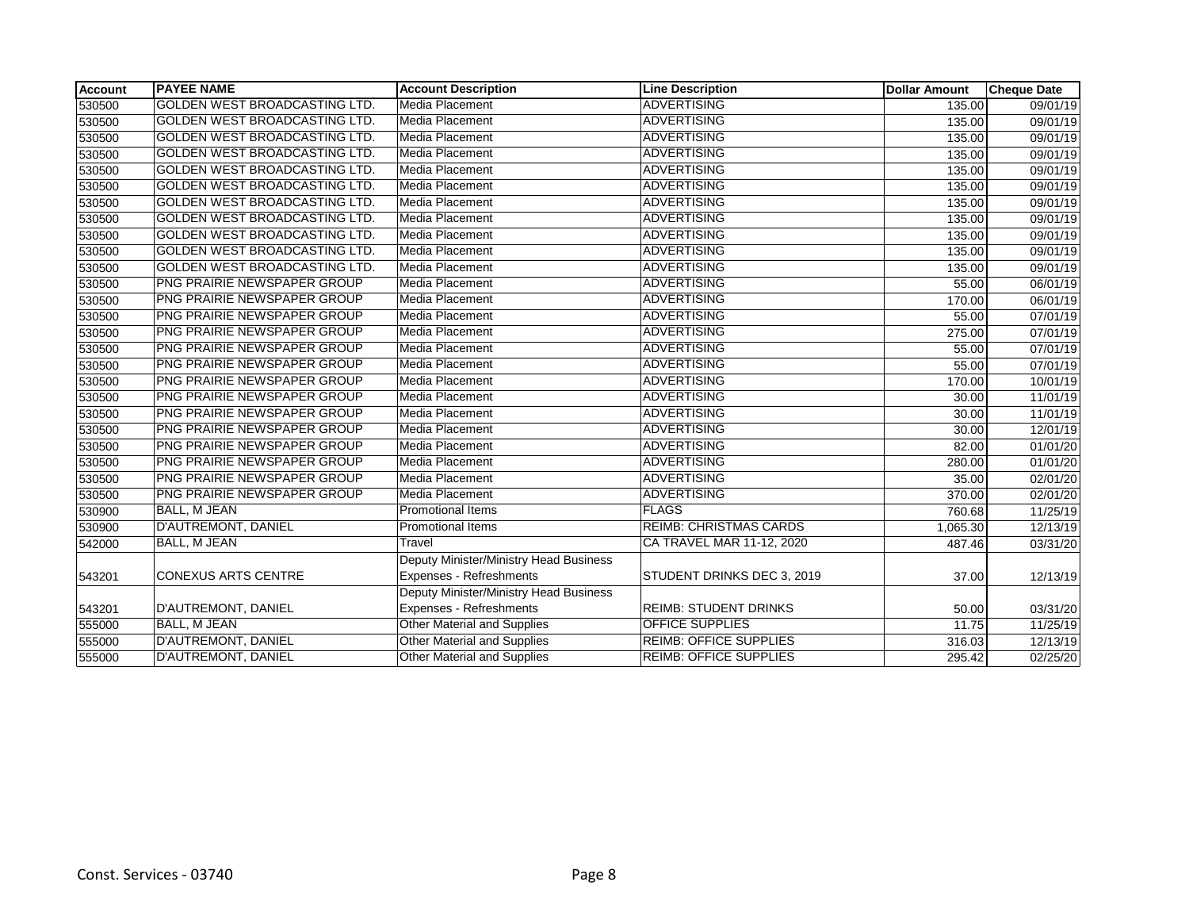| Account | PAYEE NAME | Account Description | Line Description | Dollar Amount | Cheque Date |
|---|---|---|---|---|---|
| 530500 | GOLDEN WEST BROADCASTING LTD. | Media Placement | ADVERTISING | 135.00 | 09/01/19 |
| 530500 | GOLDEN WEST BROADCASTING LTD. | Media Placement | ADVERTISING | 135.00 | 09/01/19 |
| 530500 | GOLDEN WEST BROADCASTING LTD. | Media Placement | ADVERTISING | 135.00 | 09/01/19 |
| 530500 | GOLDEN WEST BROADCASTING LTD. | Media Placement | ADVERTISING | 135.00 | 09/01/19 |
| 530500 | GOLDEN WEST BROADCASTING LTD. | Media Placement | ADVERTISING | 135.00 | 09/01/19 |
| 530500 | GOLDEN WEST BROADCASTING LTD. | Media Placement | ADVERTISING | 135.00 | 09/01/19 |
| 530500 | GOLDEN WEST BROADCASTING LTD. | Media Placement | ADVERTISING | 135.00 | 09/01/19 |
| 530500 | GOLDEN WEST BROADCASTING LTD. | Media Placement | ADVERTISING | 135.00 | 09/01/19 |
| 530500 | GOLDEN WEST BROADCASTING LTD. | Media Placement | ADVERTISING | 135.00 | 09/01/19 |
| 530500 | GOLDEN WEST BROADCASTING LTD. | Media Placement | ADVERTISING | 135.00 | 09/01/19 |
| 530500 | GOLDEN WEST BROADCASTING LTD. | Media Placement | ADVERTISING | 135.00 | 09/01/19 |
| 530500 | PNG PRAIRIE NEWSPAPER GROUP | Media Placement | ADVERTISING | 55.00 | 06/01/19 |
| 530500 | PNG PRAIRIE NEWSPAPER GROUP | Media Placement | ADVERTISING | 170.00 | 06/01/19 |
| 530500 | PNG PRAIRIE NEWSPAPER GROUP | Media Placement | ADVERTISING | 55.00 | 07/01/19 |
| 530500 | PNG PRAIRIE NEWSPAPER GROUP | Media Placement | ADVERTISING | 275.00 | 07/01/19 |
| 530500 | PNG PRAIRIE NEWSPAPER GROUP | Media Placement | ADVERTISING | 55.00 | 07/01/19 |
| 530500 | PNG PRAIRIE NEWSPAPER GROUP | Media Placement | ADVERTISING | 55.00 | 07/01/19 |
| 530500 | PNG PRAIRIE NEWSPAPER GROUP | Media Placement | ADVERTISING | 170.00 | 10/01/19 |
| 530500 | PNG PRAIRIE NEWSPAPER GROUP | Media Placement | ADVERTISING | 30.00 | 11/01/19 |
| 530500 | PNG PRAIRIE NEWSPAPER GROUP | Media Placement | ADVERTISING | 30.00 | 11/01/19 |
| 530500 | PNG PRAIRIE NEWSPAPER GROUP | Media Placement | ADVERTISING | 30.00 | 12/01/19 |
| 530500 | PNG PRAIRIE NEWSPAPER GROUP | Media Placement | ADVERTISING | 82.00 | 01/01/20 |
| 530500 | PNG PRAIRIE NEWSPAPER GROUP | Media Placement | ADVERTISING | 280.00 | 01/01/20 |
| 530500 | PNG PRAIRIE NEWSPAPER GROUP | Media Placement | ADVERTISING | 35.00 | 02/01/20 |
| 530500 | PNG PRAIRIE NEWSPAPER GROUP | Media Placement | ADVERTISING | 370.00 | 02/01/20 |
| 530900 | BALL, M JEAN | Promotional Items | FLAGS | 760.68 | 11/25/19 |
| 530900 | D'AUTREMONT, DANIEL | Promotional Items | REIMB: CHRISTMAS CARDS | 1,065.30 | 12/13/19 |
| 542000 | BALL, M JEAN | Travel | CA TRAVEL MAR 11-12, 2020 | 487.46 | 03/31/20 |
| 543201 | CONEXUS ARTS CENTRE | Deputy Minister/Ministry Head Business Expenses - Refreshments | STUDENT DRINKS DEC 3, 2019 | 37.00 | 12/13/19 |
| 543201 | D'AUTREMONT, DANIEL | Deputy Minister/Ministry Head Business Expenses - Refreshments | REIMB: STUDENT DRINKS | 50.00 | 03/31/20 |
| 555000 | BALL, M JEAN | Other Material and Supplies | OFFICE SUPPLIES | 11.75 | 11/25/19 |
| 555000 | D'AUTREMONT, DANIEL | Other Material and Supplies | REIMB: OFFICE SUPPLIES | 316.03 | 12/13/19 |
| 555000 | D'AUTREMONT, DANIEL | Other Material and Supplies | REIMB: OFFICE SUPPLIES | 295.42 | 02/25/20 |

Const. Services - 03740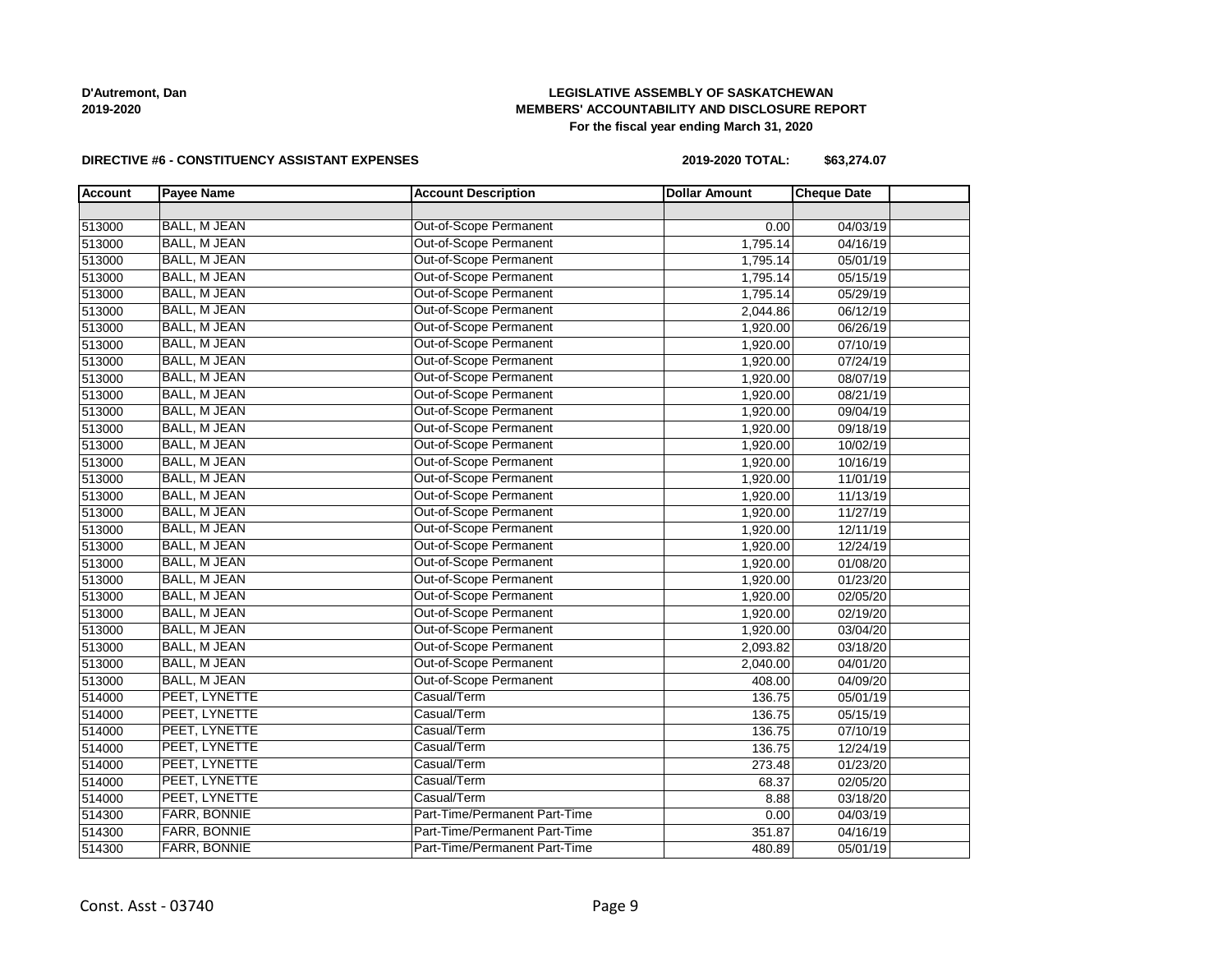**D'Autremont, Dan**
**2019-2020**

**LEGISLATIVE ASSEMBLY OF SASKATCHEWAN**
**MEMBERS' ACCOUNTABILITY AND DISCLOSURE REPORT**
**For the fiscal year ending March 31, 2020**

**DIRECTIVE #6 - CONSTITUENCY ASSISTANT EXPENSES**

**2019-2020 TOTAL: $63,274.07**

| Account | Payee Name | Account Description | Dollar Amount | Cheque Date | |
|---|---|---|---|---|---|
| | | | | | |
| 513000 | BALL, M JEAN | Out-of-Scope Permanent | 0.00 | 04/03/19 | |
| 513000 | BALL, M JEAN | Out-of-Scope Permanent | 1,795.14 | 04/16/19 | |
| 513000 | BALL, M JEAN | Out-of-Scope Permanent | 1,795.14 | 05/01/19 | |
| 513000 | BALL, M JEAN | Out-of-Scope Permanent | 1,795.14 | 05/15/19 | |
| 513000 | BALL, M JEAN | Out-of-Scope Permanent | 1,795.14 | 05/29/19 | |
| 513000 | BALL, M JEAN | Out-of-Scope Permanent | 2,044.86 | 06/12/19 | |
| 513000 | BALL, M JEAN | Out-of-Scope Permanent | 1,920.00 | 06/26/19 | |
| 513000 | BALL, M JEAN | Out-of-Scope Permanent | 1,920.00 | 07/10/19 | |
| 513000 | BALL, M JEAN | Out-of-Scope Permanent | 1,920.00 | 07/24/19 | |
| 513000 | BALL, M JEAN | Out-of-Scope Permanent | 1,920.00 | 08/07/19 | |
| 513000 | BALL, M JEAN | Out-of-Scope Permanent | 1,920.00 | 08/21/19 | |
| 513000 | BALL, M JEAN | Out-of-Scope Permanent | 1,920.00 | 09/04/19 | |
| 513000 | BALL, M JEAN | Out-of-Scope Permanent | 1,920.00 | 09/18/19 | |
| 513000 | BALL, M JEAN | Out-of-Scope Permanent | 1,920.00 | 10/02/19 | |
| 513000 | BALL, M JEAN | Out-of-Scope Permanent | 1,920.00 | 10/16/19 | |
| 513000 | BALL, M JEAN | Out-of-Scope Permanent | 1,920.00 | 11/01/19 | |
| 513000 | BALL, M JEAN | Out-of-Scope Permanent | 1,920.00 | 11/13/19 | |
| 513000 | BALL, M JEAN | Out-of-Scope Permanent | 1,920.00 | 11/27/19 | |
| 513000 | BALL, M JEAN | Out-of-Scope Permanent | 1,920.00 | 12/11/19 | |
| 513000 | BALL, M JEAN | Out-of-Scope Permanent | 1,920.00 | 12/24/19 | |
| 513000 | BALL, M JEAN | Out-of-Scope Permanent | 1,920.00 | 01/08/20 | |
| 513000 | BALL, M JEAN | Out-of-Scope Permanent | 1,920.00 | 01/23/20 | |
| 513000 | BALL, M JEAN | Out-of-Scope Permanent | 1,920.00 | 02/05/20 | |
| 513000 | BALL, M JEAN | Out-of-Scope Permanent | 1,920.00 | 02/19/20 | |
| 513000 | BALL, M JEAN | Out-of-Scope Permanent | 1,920.00 | 03/04/20 | |
| 513000 | BALL, M JEAN | Out-of-Scope Permanent | 2,093.82 | 03/18/20 | |
| 513000 | BALL, M JEAN | Out-of-Scope Permanent | 2,040.00 | 04/01/20 | |
| 513000 | BALL, M JEAN | Out-of-Scope Permanent | 408.00 | 04/09/20 | |
| 514000 | PEET, LYNETTE | Casual/Term | 136.75 | 05/01/19 | |
| 514000 | PEET, LYNETTE | Casual/Term | 136.75 | 05/15/19 | |
| 514000 | PEET, LYNETTE | Casual/Term | 136.75 | 07/10/19 | |
| 514000 | PEET, LYNETTE | Casual/Term | 136.75 | 12/24/19 | |
| 514000 | PEET, LYNETTE | Casual/Term | 273.48 | 01/23/20 | |
| 514000 | PEET, LYNETTE | Casual/Term | 68.37 | 02/05/20 | |
| 514000 | PEET, LYNETTE | Casual/Term | 8.88 | 03/18/20 | |
| 514300 | FARR, BONNIE | Part-Time/Permanent Part-Time | 0.00 | 04/03/19 | |
| 514300 | FARR, BONNIE | Part-Time/Permanent Part-Time | 351.87 | 04/16/19 | |
| 514300 | FARR, BONNIE | Part-Time/Permanent Part-Time | 480.89 | 05/01/19 | |

Const. Asst - 03740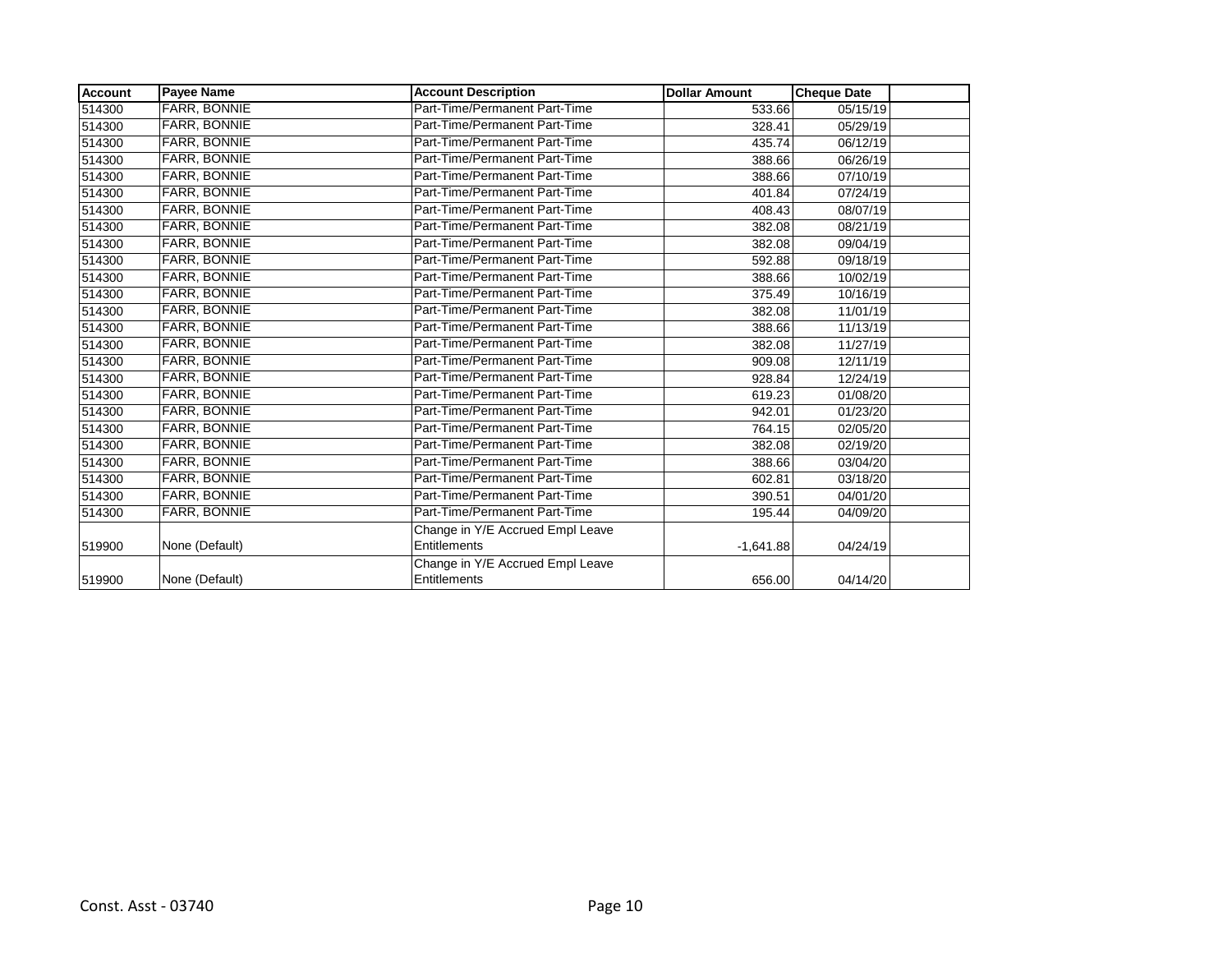| Account | Payee Name | Account Description | Dollar Amount | Cheque Date | |
|---|---|---|---|---|---|
| 514300 | FARR, BONNIE | Part-Time/Permanent Part-Time | 533.66 | 05/15/19 | |
| 514300 | FARR, BONNIE | Part-Time/Permanent Part-Time | 328.41 | 05/29/19 | |
| 514300 | FARR, BONNIE | Part-Time/Permanent Part-Time | 435.74 | 06/12/19 | |
| 514300 | FARR, BONNIE | Part-Time/Permanent Part-Time | 388.66 | 06/26/19 | |
| 514300 | FARR, BONNIE | Part-Time/Permanent Part-Time | 388.66 | 07/10/19 | |
| 514300 | FARR, BONNIE | Part-Time/Permanent Part-Time | 401.84 | 07/24/19 | |
| 514300 | FARR, BONNIE | Part-Time/Permanent Part-Time | 408.43 | 08/07/19 | |
| 514300 | FARR, BONNIE | Part-Time/Permanent Part-Time | 382.08 | 08/21/19 | |
| 514300 | FARR, BONNIE | Part-Time/Permanent Part-Time | 382.08 | 09/04/19 | |
| 514300 | FARR, BONNIE | Part-Time/Permanent Part-Time | 592.88 | 09/18/19 | |
| 514300 | FARR, BONNIE | Part-Time/Permanent Part-Time | 388.66 | 10/02/19 | |
| 514300 | FARR, BONNIE | Part-Time/Permanent Part-Time | 375.49 | 10/16/19 | |
| 514300 | FARR, BONNIE | Part-Time/Permanent Part-Time | 382.08 | 11/01/19 | |
| 514300 | FARR, BONNIE | Part-Time/Permanent Part-Time | 388.66 | 11/13/19 | |
| 514300 | FARR, BONNIE | Part-Time/Permanent Part-Time | 382.08 | 11/27/19 | |
| 514300 | FARR, BONNIE | Part-Time/Permanent Part-Time | 909.08 | 12/11/19 | |
| 514300 | FARR, BONNIE | Part-Time/Permanent Part-Time | 928.84 | 12/24/19 | |
| 514300 | FARR, BONNIE | Part-Time/Permanent Part-Time | 619.23 | 01/08/20 | |
| 514300 | FARR, BONNIE | Part-Time/Permanent Part-Time | 942.01 | 01/23/20 | |
| 514300 | FARR, BONNIE | Part-Time/Permanent Part-Time | 764.15 | 02/05/20 | |
| 514300 | FARR, BONNIE | Part-Time/Permanent Part-Time | 382.08 | 02/19/20 | |
| 514300 | FARR, BONNIE | Part-Time/Permanent Part-Time | 388.66 | 03/04/20 | |
| 514300 | FARR, BONNIE | Part-Time/Permanent Part-Time | 602.81 | 03/18/20 | |
| 514300 | FARR, BONNIE | Part-Time/Permanent Part-Time | 390.51 | 04/01/20 | |
| 514300 | FARR, BONNIE | Part-Time/Permanent Part-Time | 195.44 | 04/09/20 | |
| 519900 | None (Default) | Change in Y/E Accrued Empl Leave Entitlements | -1,641.88 | 04/24/19 | |
| 519900 | None (Default) | Change in Y/E Accrued Empl Leave Entitlements | 656.00 | 04/14/20 | |

Const. Asst - 03740